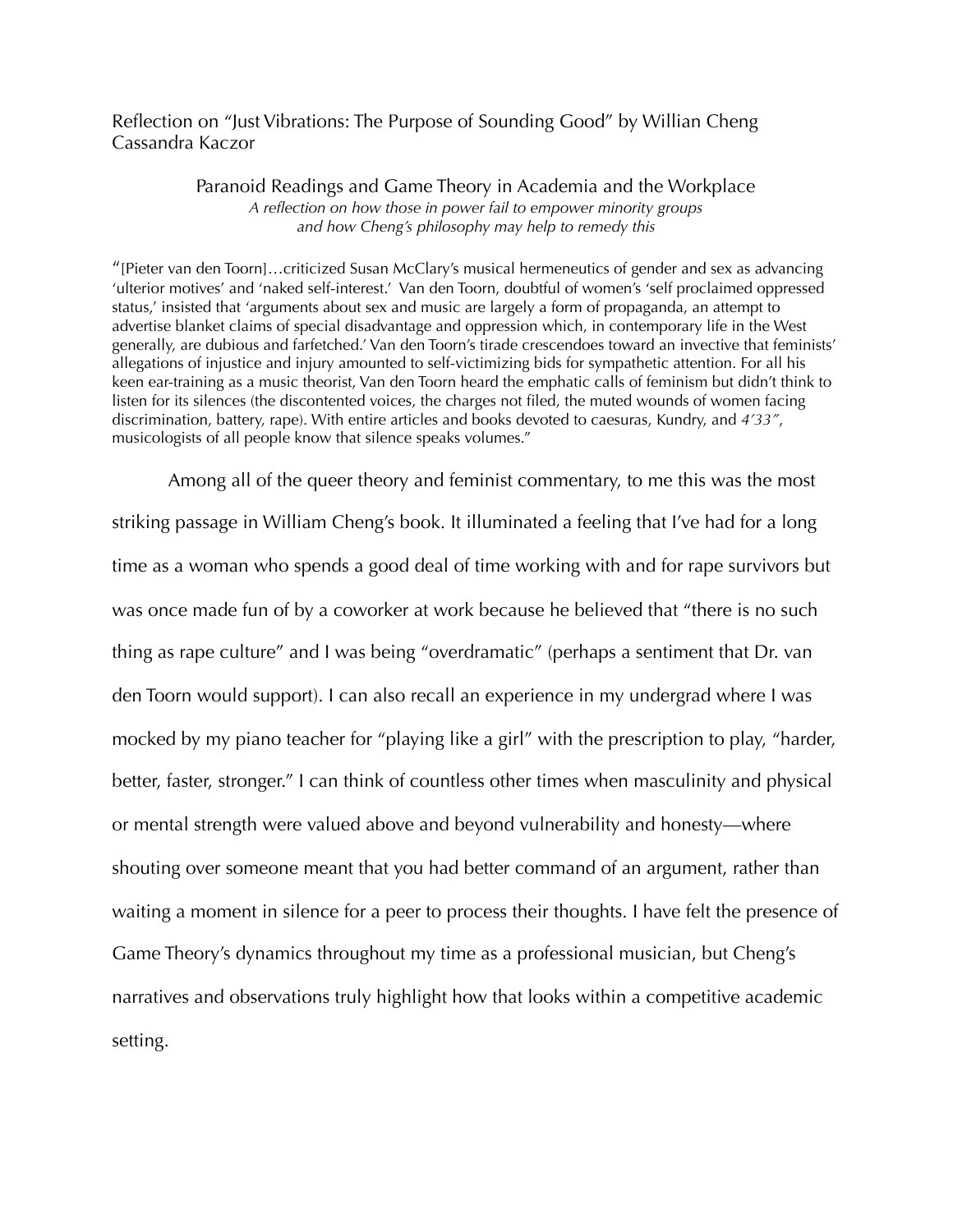Reflection on "Just Vibrations: The Purpose of Sounding Good" by Willian Cheng
Cassandra Kaczor

## Paranoid Readings and Game Theory in Academia and the Workplace

*A reflection on how those in power fail to empower minority groups and how Cheng's philosophy may help to remedy this*

"[Pieter van den Toorn]…criticized Susan McClary's musical hermeneutics of gender and sex as advancing 'ulterior motives' and 'naked self-interest.' Van den Toorn, doubtful of women's 'self proclaimed oppressed status,' insisted that 'arguments about sex and music are largely a form of propaganda, an attempt to advertise blanket claims of special disadvantage and oppression which, in contemporary life in the West generally, are dubious and farfetched.' Van den Toorn's tirade crescendoes toward an invective that feminists' allegations of injustice and injury amounted to self-victimizing bids for sympathetic attention. For all his keen ear-training as a music theorist, Van den Toorn heard the emphatic calls of feminism but didn't think to listen for its silences (the discontented voices, the charges not filed, the muted wounds of women facing discrimination, battery, rape). With entire articles and books devoted to caesuras, Kundry, and *4'33"*, musicologists of all people know that silence speaks volumes."

Among all of the queer theory and feminist commentary, to me this was the most striking passage in William Cheng's book. It illuminated a feeling that I've had for a long time as a woman who spends a good deal of time working with and for rape survivors but was once made fun of by a coworker at work because he believed that "there is no such thing as rape culture" and I was being "overdramatic" (perhaps a sentiment that Dr. van den Toorn would support). I can also recall an experience in my undergrad where I was mocked by my piano teacher for "playing like a girl" with the prescription to play, "harder, better, faster, stronger." I can think of countless other times when masculinity and physical or mental strength were valued above and beyond vulnerability and honesty—where shouting over someone meant that you had better command of an argument, rather than waiting a moment in silence for a peer to process their thoughts. I have felt the presence of Game Theory's dynamics throughout my time as a professional musician, but Cheng's narratives and observations truly highlight how that looks within a competitive academic setting.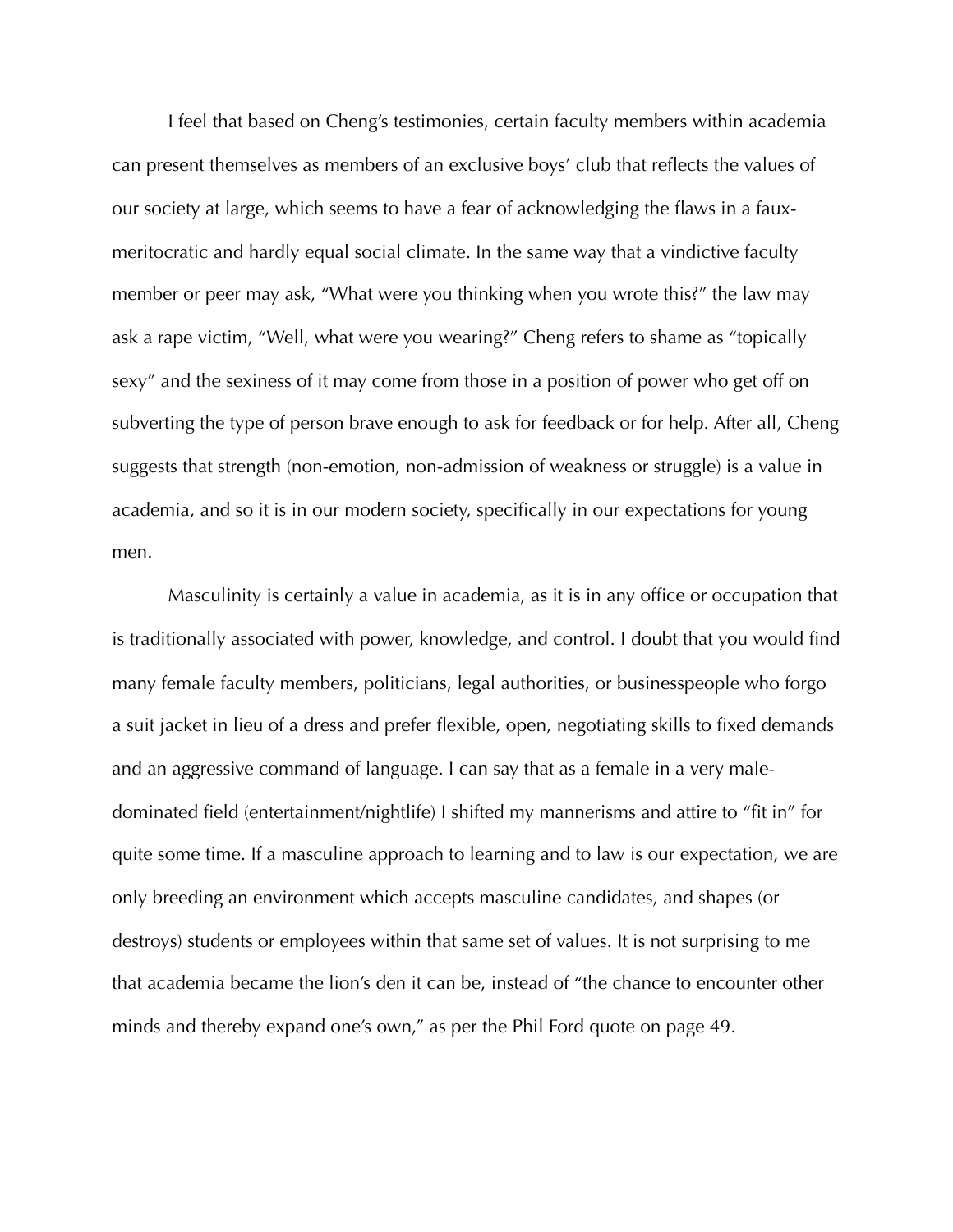I feel that based on Cheng's testimonies, certain faculty members within academia can present themselves as members of an exclusive boys' club that reflects the values of our society at large, which seems to have a fear of acknowledging the flaws in a faux-meritocratic and hardly equal social climate. In the same way that a vindictive faculty member or peer may ask, "What were you thinking when you wrote this?" the law may ask a rape victim, "Well, what were you wearing?" Cheng refers to shame as "topically sexy" and the sexiness of it may come from those in a position of power who get off on subverting the type of person brave enough to ask for feedback or for help. After all, Cheng suggests that strength (non-emotion, non-admission of weakness or struggle) is a value in academia, and so it is in our modern society, specifically in our expectations for young men.

Masculinity is certainly a value in academia, as it is in any office or occupation that is traditionally associated with power, knowledge, and control. I doubt that you would find many female faculty members, politicians, legal authorities, or businesspeople who forgo a suit jacket in lieu of a dress and prefer flexible, open, negotiating skills to fixed demands and an aggressive command of language. I can say that as a female in a very male-dominated field (entertainment/nightlife) I shifted my mannerisms and attire to "fit in" for quite some time. If a masculine approach to learning and to law is our expectation, we are only breeding an environment which accepts masculine candidates, and shapes (or destroys) students or employees within that same set of values. It is not surprising to me that academia became the lion's den it can be, instead of "the chance to encounter other minds and thereby expand one's own," as per the Phil Ford quote on page 49.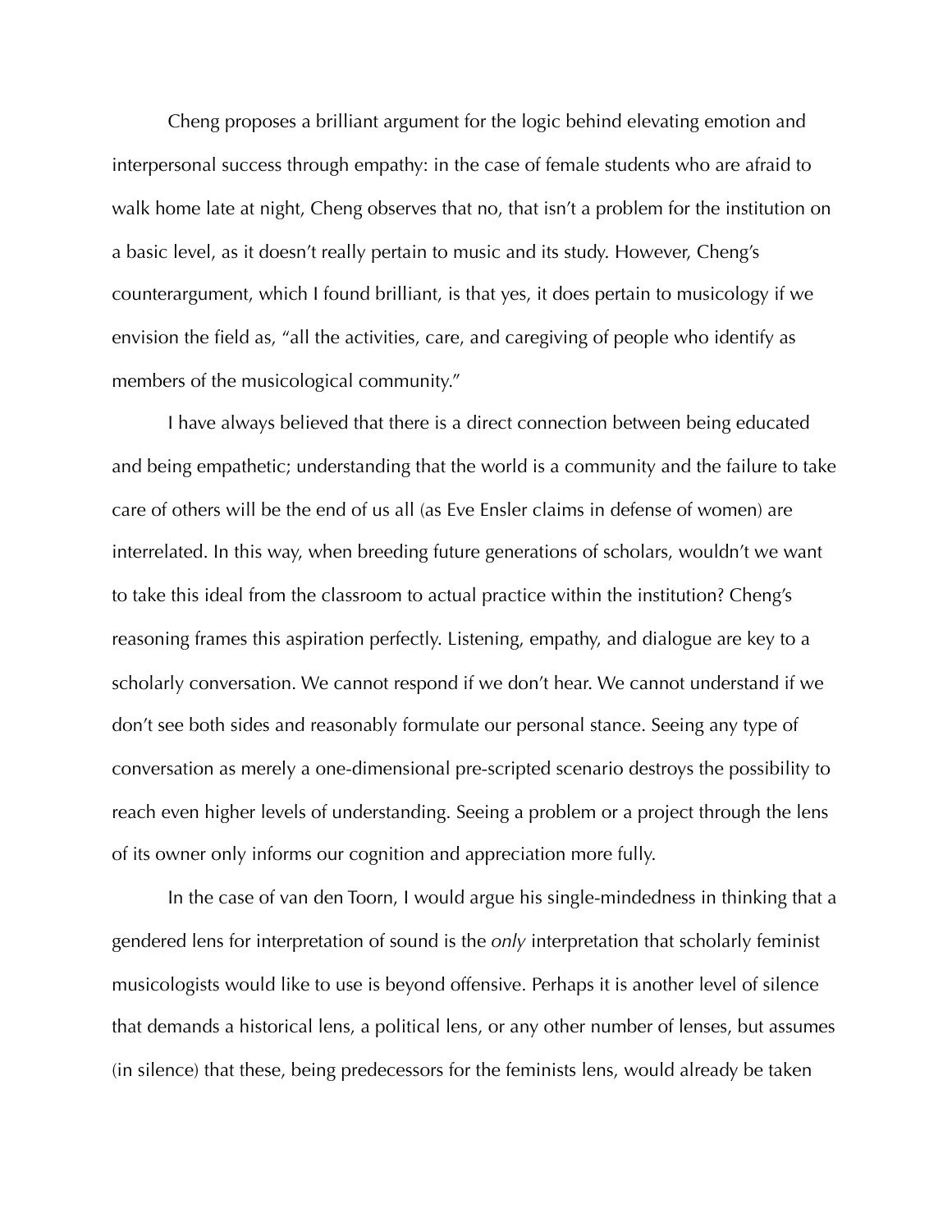Cheng proposes a brilliant argument for the logic behind elevating emotion and interpersonal success through empathy: in the case of female students who are afraid to walk home late at night, Cheng observes that no, that isn't a problem for the institution on a basic level, as it doesn't really pertain to music and its study. However, Cheng's counterargument, which I found brilliant, is that yes, it does pertain to musicology if we envision the field as, "all the activities, care, and caregiving of people who identify as members of the musicological community."

I have always believed that there is a direct connection between being educated and being empathetic; understanding that the world is a community and the failure to take care of others will be the end of us all (as Eve Ensler claims in defense of women) are interrelated. In this way, when breeding future generations of scholars, wouldn't we want to take this ideal from the classroom to actual practice within the institution? Cheng's reasoning frames this aspiration perfectly. Listening, empathy, and dialogue are key to a scholarly conversation. We cannot respond if we don't hear. We cannot understand if we don't see both sides and reasonably formulate our personal stance. Seeing any type of conversation as merely a one-dimensional pre-scripted scenario destroys the possibility to reach even higher levels of understanding. Seeing a problem or a project through the lens of its owner only informs our cognition and appreciation more fully.

In the case of van den Toorn, I would argue his single-mindedness in thinking that a gendered lens for interpretation of sound is the *only* interpretation that scholarly feminist musicologists would like to use is beyond offensive. Perhaps it is another level of silence that demands a historical lens, a political lens, or any other number of lenses, but assumes (in silence) that these, being predecessors for the feminists lens, would already be taken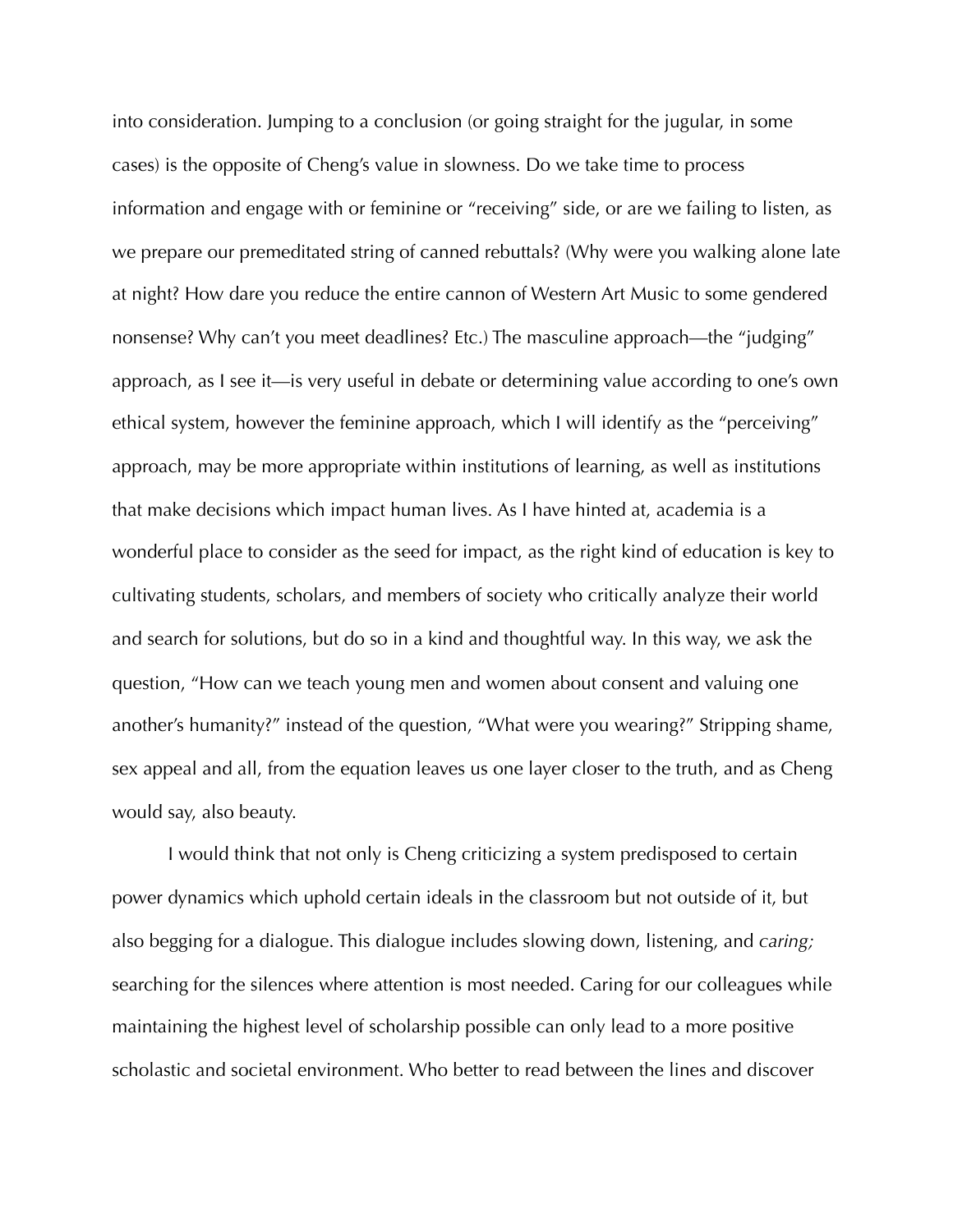into consideration. Jumping to a conclusion (or going straight for the jugular, in some cases) is the opposite of Cheng's value in slowness. Do we take time to process information and engage with or feminine or "receiving" side, or are we failing to listen, as we prepare our premeditated string of canned rebuttals? (Why were you walking alone late at night? How dare you reduce the entire cannon of Western Art Music to some gendered nonsense? Why can't you meet deadlines? Etc.) The masculine approach—the "judging" approach, as I see it—is very useful in debate or determining value according to one's own ethical system, however the feminine approach, which I will identify as the "perceiving" approach, may be more appropriate within institutions of learning, as well as institutions that make decisions which impact human lives. As I have hinted at, academia is a wonderful place to consider as the seed for impact, as the right kind of education is key to cultivating students, scholars, and members of society who critically analyze their world and search for solutions, but do so in a kind and thoughtful way. In this way, we ask the question, "How can we teach young men and women about consent and valuing one another's humanity?" instead of the question, "What were you wearing?" Stripping shame, sex appeal and all, from the equation leaves us one layer closer to the truth, and as Cheng would say, also beauty.

I would think that not only is Cheng criticizing a system predisposed to certain power dynamics which uphold certain ideals in the classroom but not outside of it, but also begging for a dialogue. This dialogue includes slowing down, listening, and *caring;* searching for the silences where attention is most needed. Caring for our colleagues while maintaining the highest level of scholarship possible can only lead to a more positive scholastic and societal environment. Who better to read between the lines and discover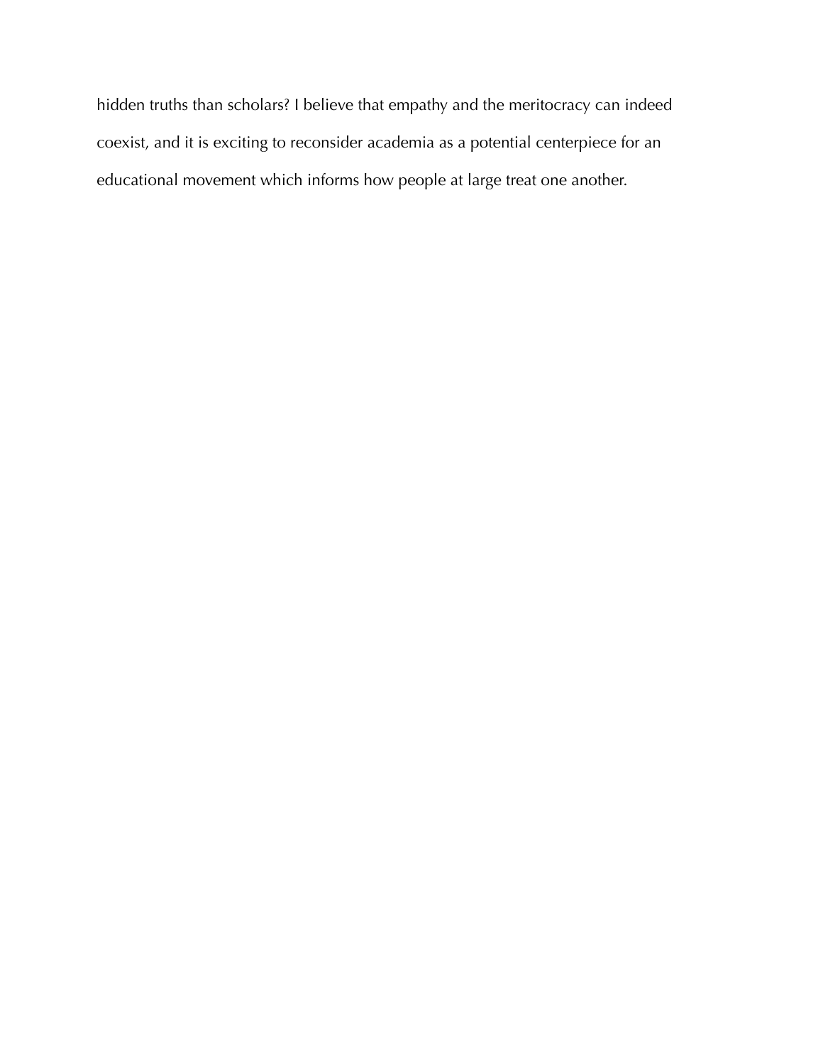hidden truths than scholars? I believe that empathy and the meritocracy can indeed coexist, and it is exciting to reconsider academia as a potential centerpiece for an educational movement which informs how people at large treat one another.